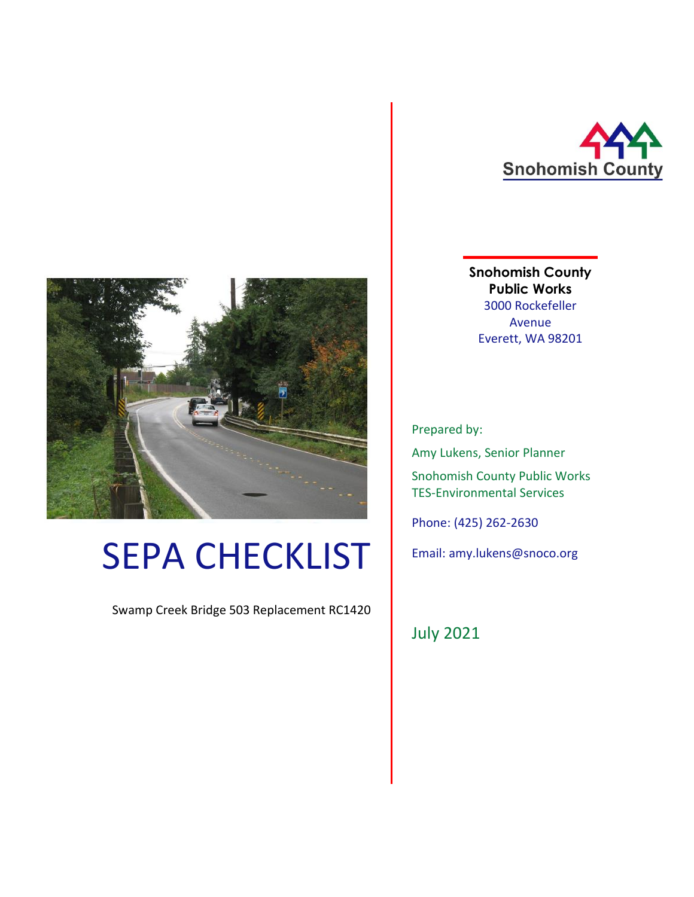Snohomish County

# SEPA CHECKLIST

Swamp Creek Bridge 503 Replacement RC1420

**Snohomish County Public Works**
3000 Rockefeller Avenue
Everett, WA 98201

Prepared by:

Amy Lukens, Senior Planner

Snohomish County Public Works
TES-Environmental Services

Phone: (425) 262-2630

Email: amy.lukens@snoco.org

July 2021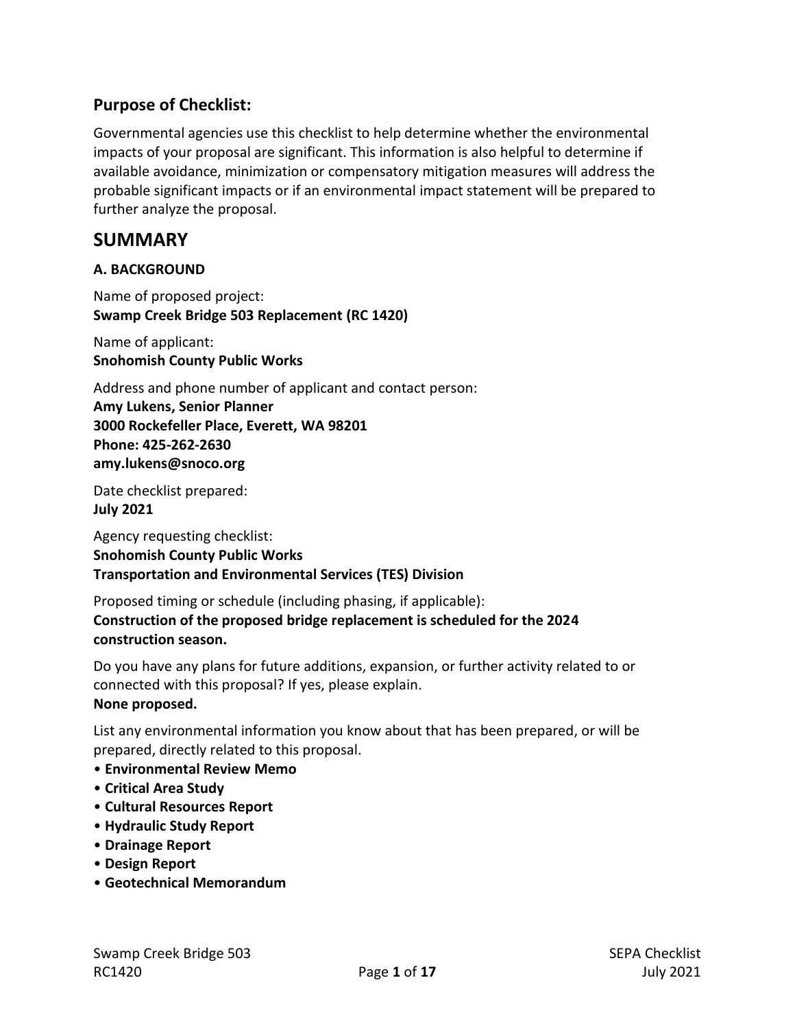## Purpose of Checklist:

Governmental agencies use this checklist to help determine whether the environmental impacts of your proposal are significant. This information is also helpful to determine if available avoidance, minimization or compensatory mitigation measures will address the probable significant impacts or if an environmental impact statement will be prepared to further analyze the proposal.

# SUMMARY

### A. BACKGROUND

Name of proposed project:
**Swamp Creek Bridge 503 Replacement (RC 1420)**

Name of applicant:
**Snohomish County Public Works**

Address and phone number of applicant and contact person:
**Amy Lukens, Senior Planner**
**3000 Rockefeller Place, Everett, WA 98201**
**Phone: 425-262-2630**
**amy.lukens@snoco.org**

Date checklist prepared:
**July 2021**

Agency requesting checklist:
**Snohomish County Public Works**
**Transportation and Environmental Services (TES) Division**

Proposed timing or schedule (including phasing, if applicable):
**Construction of the proposed bridge replacement is scheduled for the 2024 construction season.**

Do you have any plans for future additions, expansion, or further activity related to or connected with this proposal? If yes, please explain.
**None proposed.**

List any environmental information you know about that has been prepared, or will be prepared, directly related to this proposal.

- **Environmental Review Memo**
- **Critical Area Study**
- **Cultural Resources Report**
- **Hydraulic Study Report**
- **Drainage Report**
- **Design Report**
- **Geotechnical Memorandum**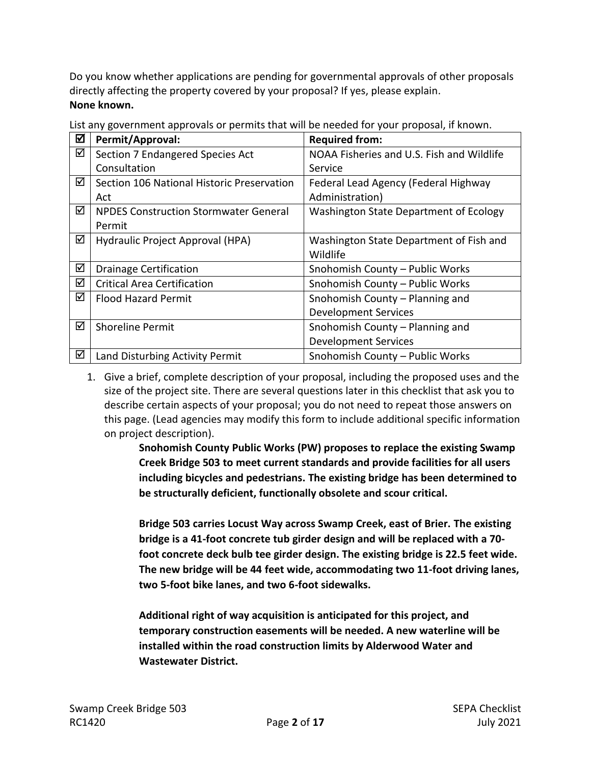Do you know whether applications are pending for governmental approvals of other proposals directly affecting the property covered by your proposal? If yes, please explain.
**None known.**

List any government approvals or permits that will be needed for your proposal, if known.

| ☑ | Permit/Approval: | Required from: |
|---|---|---|
| ☑ | Section 7 Endangered Species Act Consultation | NOAA Fisheries and U.S. Fish and Wildlife Service |
| ☑ | Section 106 National Historic Preservation Act | Federal Lead Agency (Federal Highway Administration) |
| ☑ | NPDES Construction Stormwater General Permit | Washington State Department of Ecology |
| ☑ | Hydraulic Project Approval (HPA) | Washington State Department of Fish and Wildlife |
| ☑ | Drainage Certification | Snohomish County – Public Works |
| ☑ | Critical Area Certification | Snohomish County – Public Works |
| ☑ | Flood Hazard Permit | Snohomish County – Planning and Development Services |
| ☑ | Shoreline Permit | Snohomish County – Planning and Development Services |
| ☑ | Land Disturbing Activity Permit | Snohomish County – Public Works |

1. Give a brief, complete description of your proposal, including the proposed uses and the size of the project site. There are several questions later in this checklist that ask you to describe certain aspects of your proposal; you do not need to repeat those answers on this page. (Lead agencies may modify this form to include additional specific information on project description).

   **Snohomish County Public Works (PW) proposes to replace the existing Swamp Creek Bridge 503 to meet current standards and provide facilities for all users including bicycles and pedestrians. The existing bridge has been determined to be structurally deficient, functionally obsolete and scour critical.**

   **Bridge 503 carries Locust Way across Swamp Creek, east of Brier. The existing bridge is a 41-foot concrete tub girder design and will be replaced with a 70-foot concrete deck bulb tee girder design. The existing bridge is 22.5 feet wide. The new bridge will be 44 feet wide, accommodating two 11-foot driving lanes, two 5-foot bike lanes, and two 6-foot sidewalks.**

   **Additional right of way acquisition is anticipated for this project, and temporary construction easements will be needed. A new waterline will be installed within the road construction limits by Alderwood Water and Wastewater District.**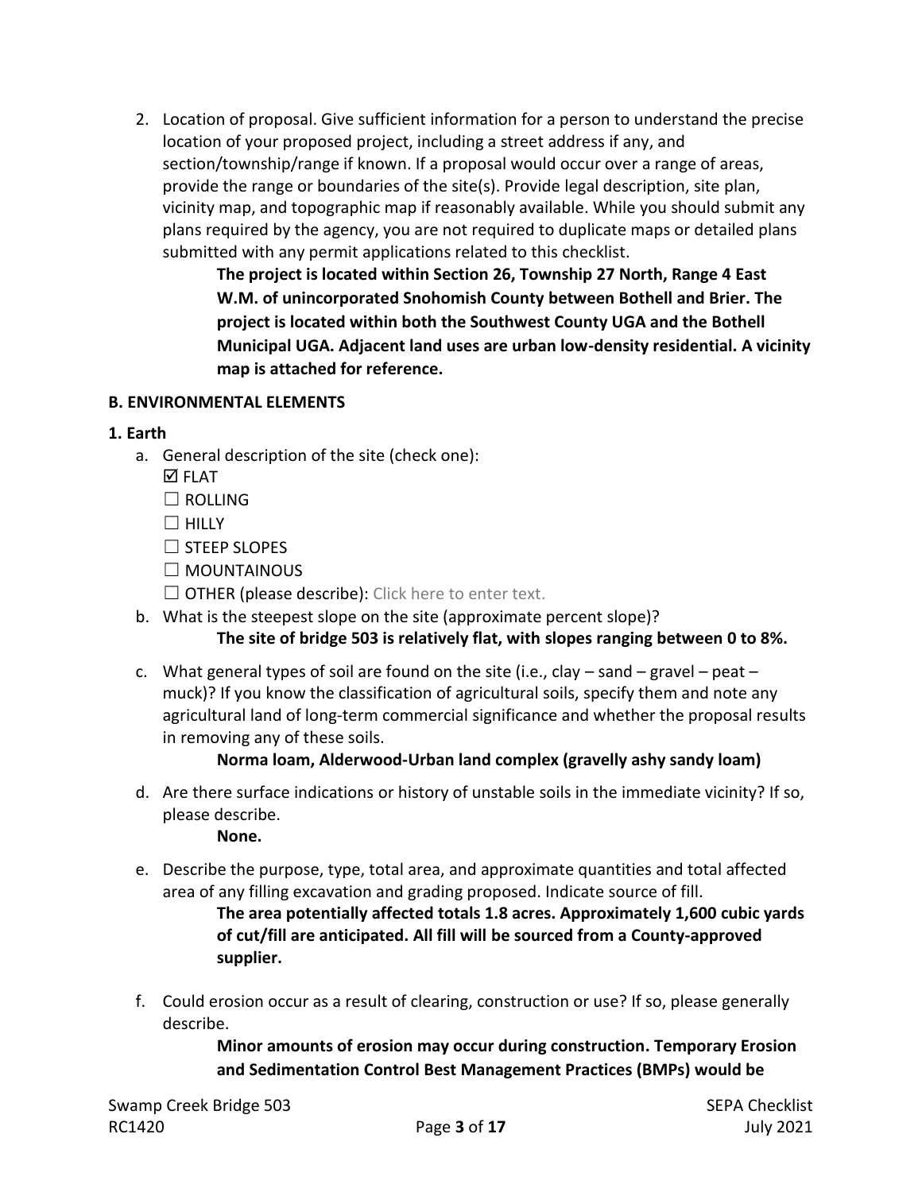2. Location of proposal. Give sufficient information for a person to understand the precise location of your proposed project, including a street address if any, and section/township/range if known. If a proposal would occur over a range of areas, provide the range or boundaries of the site(s). Provide legal description, site plan, vicinity map, and topographic map if reasonably available. While you should submit any plans required by the agency, you are not required to duplicate maps or detailed plans submitted with any permit applications related to this checklist.

   **The project is located within Section 26, Township 27 North, Range 4 East W.M. of unincorporated Snohomish County between Bothell and Brier. The project is located within both the Southwest County UGA and the Bothell Municipal UGA. Adjacent land uses are urban low-density residential. A vicinity map is attached for reference.**

## B. ENVIRONMENTAL ELEMENTS

### 1. Earth

a. General description of the site (check one):

   ☑ FLAT
   ☐ ROLLING
   ☐ HILLY
   ☐ STEEP SLOPES
   ☐ MOUNTAINOUS
   ☐ OTHER (please describe): Click here to enter text.

b. What is the steepest slope on the site (approximate percent slope)?

   **The site of bridge 503 is relatively flat, with slopes ranging between 0 to 8%.**

c. What general types of soil are found on the site (i.e., clay – sand – gravel – peat – muck)? If you know the classification of agricultural soils, specify them and note any agricultural land of long-term commercial significance and whether the proposal results in removing any of these soils.

   **Norma loam, Alderwood-Urban land complex (gravelly ashy sandy loam)**

d. Are there surface indications or history of unstable soils in the immediate vicinity? If so, please describe.

   **None.**

e. Describe the purpose, type, total area, and approximate quantities and total affected area of any filling excavation and grading proposed. Indicate source of fill.

   **The area potentially affected totals 1.8 acres. Approximately 1,600 cubic yards of cut/fill are anticipated. All fill will be sourced from a County-approved supplier.**

f. Could erosion occur as a result of clearing, construction or use? If so, please generally describe.

   **Minor amounts of erosion may occur during construction. Temporary Erosion and Sedimentation Control Best Management Practices (BMPs) would be**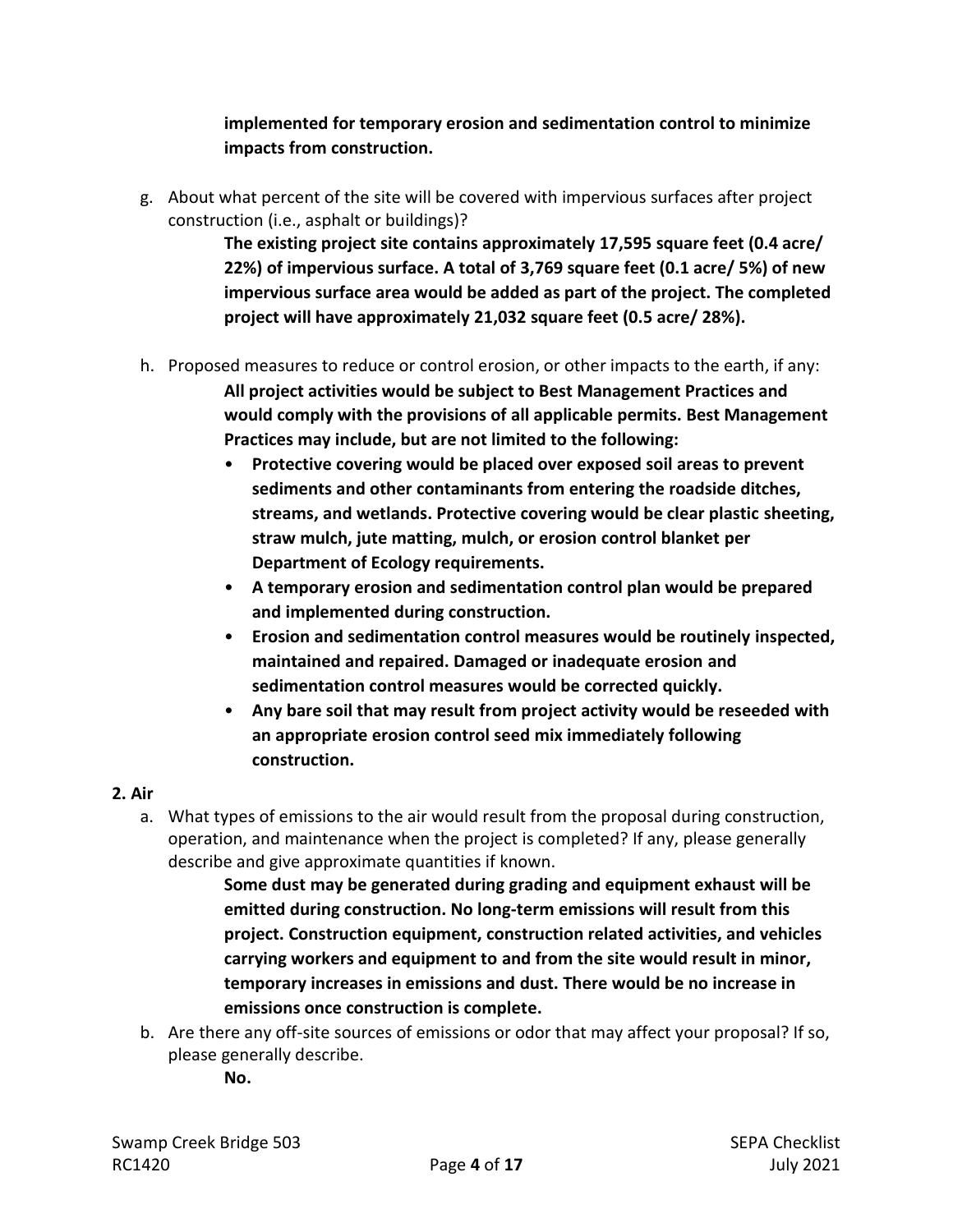**implemented for temporary erosion and sedimentation control to minimize impacts from construction.**

g. About what percent of the site will be covered with impervious surfaces after project construction (i.e., asphalt or buildings)?

   **The existing project site contains approximately 17,595 square feet (0.4 acre/ 22%) of impervious surface. A total of 3,769 square feet (0.1 acre/ 5%) of new impervious surface area would be added as part of the project. The completed project will have approximately 21,032 square feet (0.5 acre/ 28%).**

h. Proposed measures to reduce or control erosion, or other impacts to the earth, if any:

   **All project activities would be subject to Best Management Practices and would comply with the provisions of all applicable permits. Best Management Practices may include, but are not limited to the following:**

   - **Protective covering would be placed over exposed soil areas to prevent sediments and other contaminants from entering the roadside ditches, streams, and wetlands. Protective covering would be clear plastic sheeting, straw mulch, jute matting, mulch, or erosion control blanket per Department of Ecology requirements.**
   - **A temporary erosion and sedimentation control plan would be prepared and implemented during construction.**
   - **Erosion and sedimentation control measures would be routinely inspected, maintained and repaired. Damaged or inadequate erosion and sedimentation control measures would be corrected quickly.**
   - **Any bare soil that may result from project activity would be reseeded with an appropriate erosion control seed mix immediately following construction.**

## 2. Air

a. What types of emissions to the air would result from the proposal during construction, operation, and maintenance when the project is completed? If any, please generally describe and give approximate quantities if known.

   **Some dust may be generated during grading and equipment exhaust will be emitted during construction. No long-term emissions will result from this project. Construction equipment, construction related activities, and vehicles carrying workers and equipment to and from the site would result in minor, temporary increases in emissions and dust. There would be no increase in emissions once construction is complete.**

b. Are there any off-site sources of emissions or odor that may affect your proposal? If so, please generally describe.

   **No.**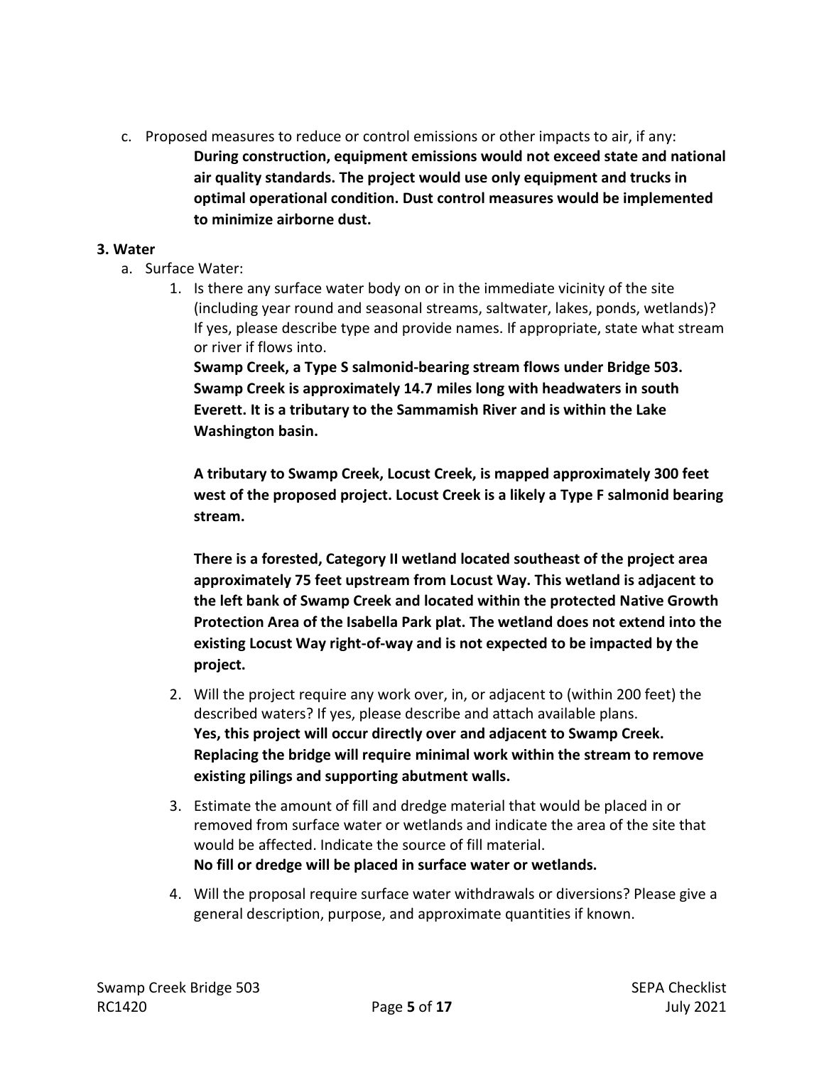c. Proposed measures to reduce or control emissions or other impacts to air, if any:

**During construction, equipment emissions would not exceed state and national air quality standards. The project would use only equipment and trucks in optimal operational condition. Dust control measures would be implemented to minimize airborne dust.**

**3. Water**

a. Surface Water:

1. Is there any surface water body on or in the immediate vicinity of the site (including year round and seasonal streams, saltwater, lakes, ponds, wetlands)? If yes, please describe type and provide names. If appropriate, state what stream or river if flows into.

   **Swamp Creek, a Type S salmonid-bearing stream flows under Bridge 503. Swamp Creek is approximately 14.7 miles long with headwaters in south Everett. It is a tributary to the Sammamish River and is within the Lake Washington basin.**

   **A tributary to Swamp Creek, Locust Creek, is mapped approximately 300 feet west of the proposed project. Locust Creek is a likely a Type F salmonid bearing stream.**

   **There is a forested, Category II wetland located southeast of the project area approximately 75 feet upstream from Locust Way. This wetland is adjacent to the left bank of Swamp Creek and located within the protected Native Growth Protection Area of the Isabella Park plat. The wetland does not extend into the existing Locust Way right-of-way and is not expected to be impacted by the project.**

2. Will the project require any work over, in, or adjacent to (within 200 feet) the described waters? If yes, please describe and attach available plans.

   **Yes, this project will occur directly over and adjacent to Swamp Creek. Replacing the bridge will require minimal work within the stream to remove existing pilings and supporting abutment walls.**

3. Estimate the amount of fill and dredge material that would be placed in or removed from surface water or wetlands and indicate the area of the site that would be affected. Indicate the source of fill material.

   **No fill or dredge will be placed in surface water or wetlands.**

4. Will the proposal require surface water withdrawals or diversions? Please give a general description, purpose, and approximate quantities if known.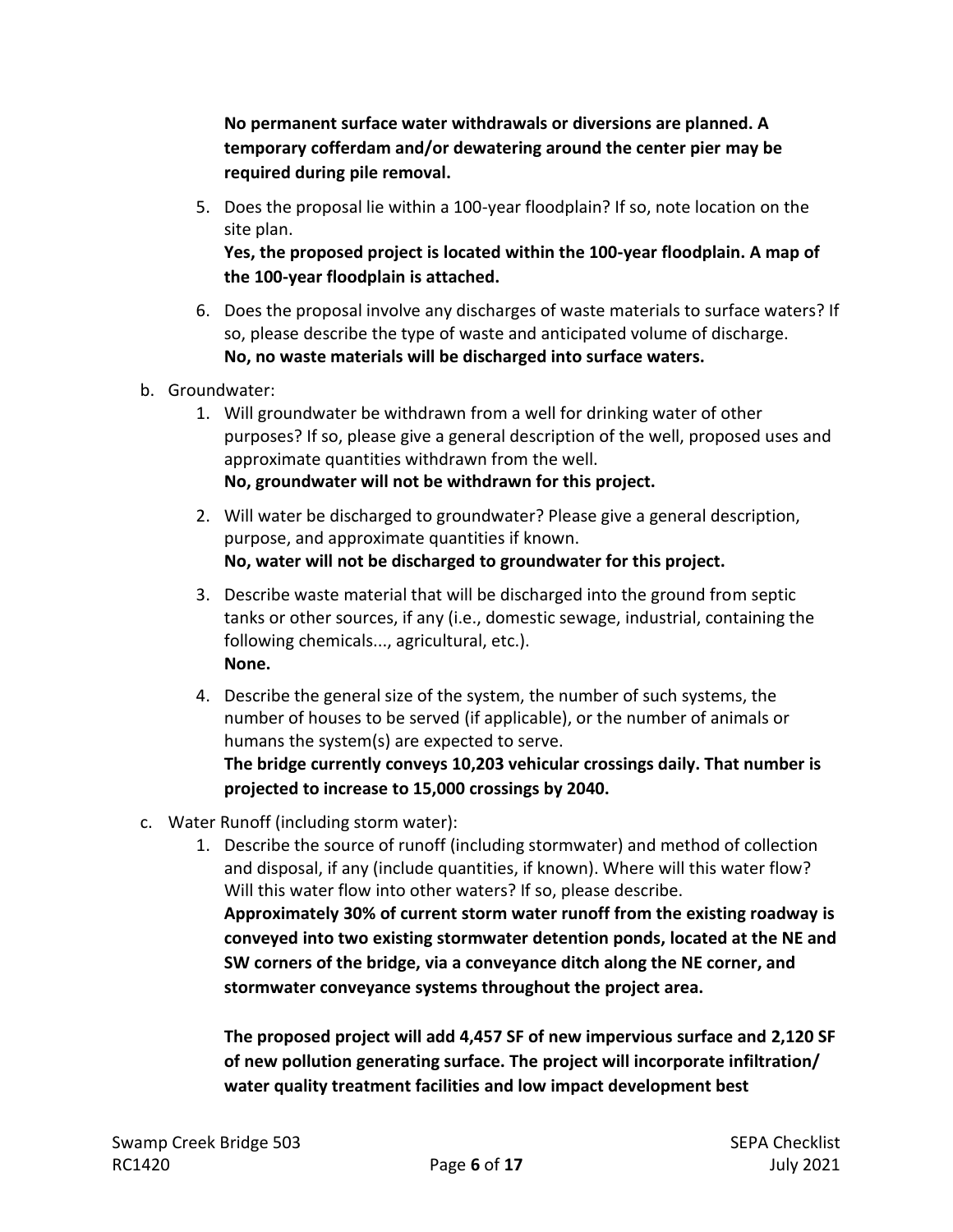**No permanent surface water withdrawals or diversions are planned. A temporary cofferdam and/or dewatering around the center pier may be required during pile removal.**

5. Does the proposal lie within a 100-year floodplain? If so, note location on the site plan.
   **Yes, the proposed project is located within the 100-year floodplain. A map of the 100-year floodplain is attached.**

6. Does the proposal involve any discharges of waste materials to surface waters? If so, please describe the type of waste and anticipated volume of discharge.
   **No, no waste materials will be discharged into surface waters.**

b. Groundwater:

1. Will groundwater be withdrawn from a well for drinking water of other purposes? If so, please give a general description of the well, proposed uses and approximate quantities withdrawn from the well.
   **No, groundwater will not be withdrawn for this project.**

2. Will water be discharged to groundwater? Please give a general description, purpose, and approximate quantities if known.
   **No, water will not be discharged to groundwater for this project.**

3. Describe waste material that will be discharged into the ground from septic tanks or other sources, if any (i.e., domestic sewage, industrial, containing the following chemicals..., agricultural, etc.).
   **None.**

4. Describe the general size of the system, the number of such systems, the number of houses to be served (if applicable), or the number of animals or humans the system(s) are expected to serve.
   **The bridge currently conveys 10,203 vehicular crossings daily. That number is projected to increase to 15,000 crossings by 2040.**

c. Water Runoff (including storm water):

1. Describe the source of runoff (including stormwater) and method of collection and disposal, if any (include quantities, if known). Where will this water flow? Will this water flow into other waters? If so, please describe.
   **Approximately 30% of current storm water runoff from the existing roadway is conveyed into two existing stormwater detention ponds, located at the NE and SW corners of the bridge, via a conveyance ditch along the NE corner, and stormwater conveyance systems throughout the project area.**

   **The proposed project will add 4,457 SF of new impervious surface and 2,120 SF of new pollution generating surface. The project will incorporate infiltration/ water quality treatment facilities and low impact development best**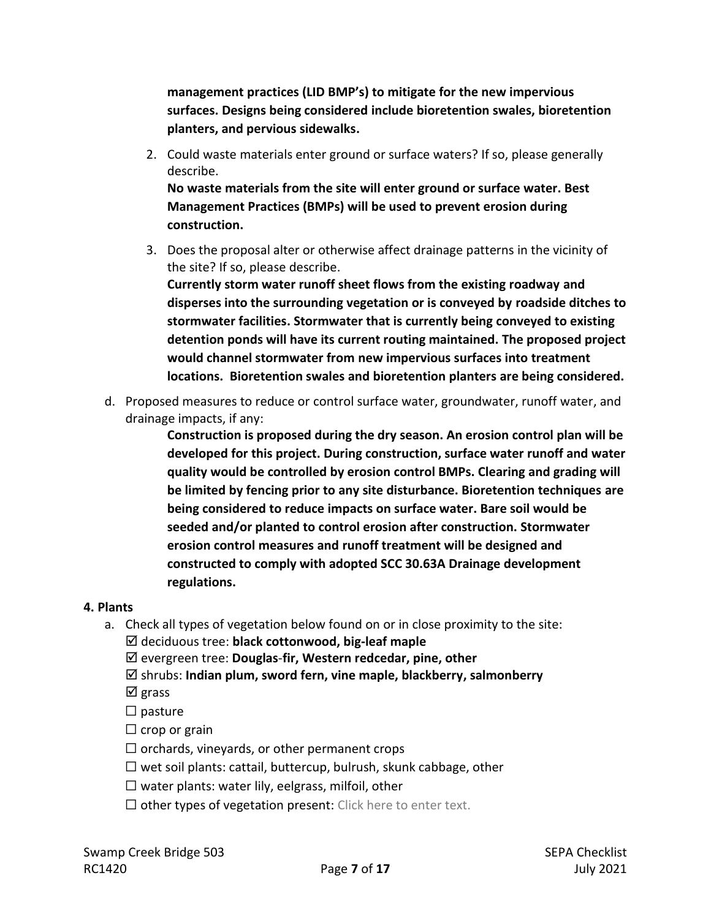**management practices (LID BMP's) to mitigate for the new impervious surfaces. Designs being considered include bioretention swales, bioretention planters, and pervious sidewalks.**

2. Could waste materials enter ground or surface waters? If so, please generally describe.
   **No waste materials from the site will enter ground or surface water. Best Management Practices (BMPs) will be used to prevent erosion during construction.**

3. Does the proposal alter or otherwise affect drainage patterns in the vicinity of the site? If so, please describe.
   **Currently storm water runoff sheet flows from the existing roadway and disperses into the surrounding vegetation or is conveyed by roadside ditches to stormwater facilities. Stormwater that is currently being conveyed to existing detention ponds will have its current routing maintained. The proposed project would channel stormwater from new impervious surfaces into treatment locations. Bioretention swales and bioretention planters are being considered.**

d. Proposed measures to reduce or control surface water, groundwater, runoff water, and drainage impacts, if any:

   **Construction is proposed during the dry season. An erosion control plan will be developed for this project. During construction, surface water runoff and water quality would be controlled by erosion control BMPs. Clearing and grading will be limited by fencing prior to any site disturbance. Bioretention techniques are being considered to reduce impacts on surface water. Bare soil would be seeded and/or planted to control erosion after construction. Stormwater erosion control measures and runoff treatment will be designed and constructed to comply with adopted SCC 30.63A Drainage development regulations.**

**4. Plants**

a. Check all types of vegetation below found on or in close proximity to the site:

   ☑ deciduous tree: **black cottonwood, big-leaf maple**
   ☑ evergreen tree: **Douglas-fir, Western redcedar, pine, other**
   ☑ shrubs: **Indian plum, sword fern, vine maple, blackberry, salmonberry**
   ☑ grass
   ☐ pasture
   ☐ crop or grain
   ☐ orchards, vineyards, or other permanent crops
   ☐ wet soil plants: cattail, buttercup, bulrush, skunk cabbage, other
   ☐ water plants: water lily, eelgrass, milfoil, other
   ☐ other types of vegetation present: Click here to enter text.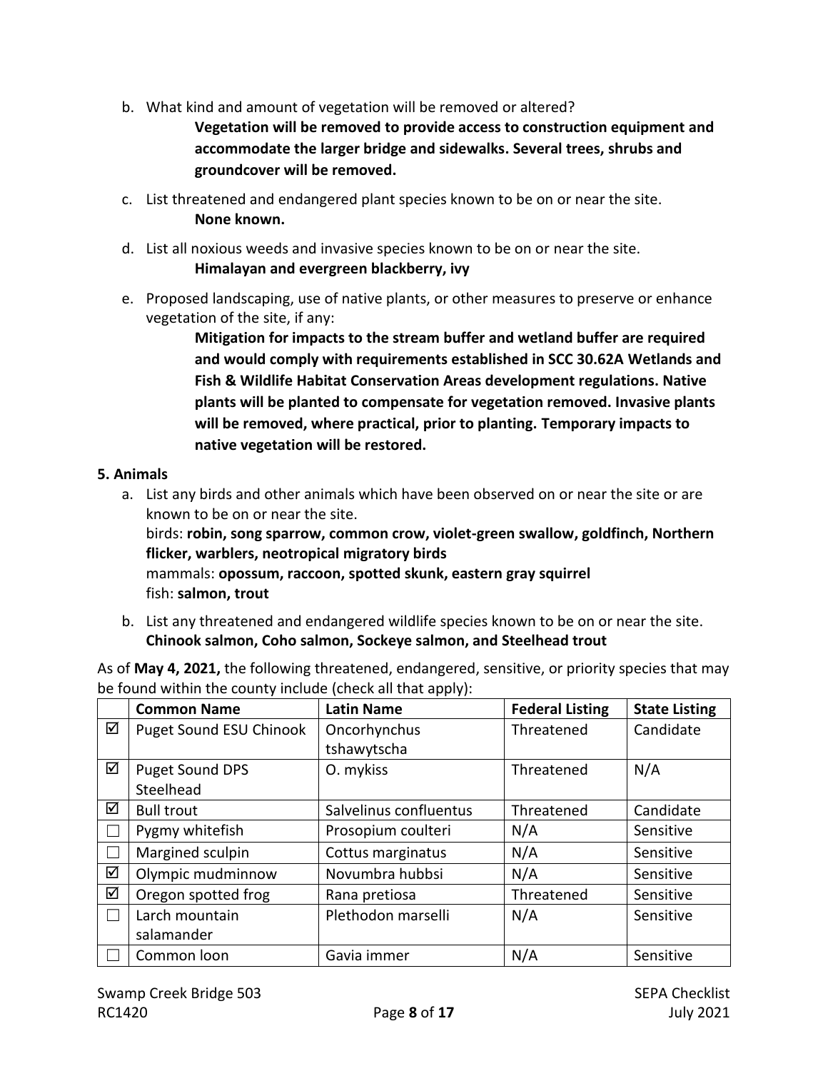b. What kind and amount of vegetation will be removed or altered?

**Vegetation will be removed to provide access to construction equipment and accommodate the larger bridge and sidewalks. Several trees, shrubs and groundcover will be removed.**

c. List threatened and endangered plant species known to be on or near the site.

**None known.**

d. List all noxious weeds and invasive species known to be on or near the site.

**Himalayan and evergreen blackberry, ivy**

e. Proposed landscaping, use of native plants, or other measures to preserve or enhance vegetation of the site, if any:

**Mitigation for impacts to the stream buffer and wetland buffer are required and would comply with requirements established in SCC 30.62A Wetlands and Fish & Wildlife Habitat Conservation Areas development regulations. Native plants will be planted to compensate for vegetation removed. Invasive plants will be removed, where practical, prior to planting. Temporary impacts to native vegetation will be restored.**

**5. Animals**

a. List any birds and other animals which have been observed on or near the site or are known to be on or near the site.

birds: **robin, song sparrow, common crow, violet-green swallow, goldfinch, Northern flicker, warblers, neotropical migratory birds**

mammals: **opossum, raccoon, spotted skunk, eastern gray squirrel**

fish: **salmon, trout**

b. List any threatened and endangered wildlife species known to be on or near the site.

**Chinook salmon, Coho salmon, Sockeye salmon, and Steelhead trout**

As of **May 4, 2021,** the following threatened, endangered, sensitive, or priority species that may be found within the county include (check all that apply):

| | Common Name | Latin Name | Federal Listing | State Listing |
|---|---|---|---|---|
| ☑ | Puget Sound ESU Chinook | Oncorhynchus tshawytscha | Threatened | Candidate |
| ☑ | Puget Sound DPS Steelhead | O. mykiss | Threatened | N/A |
| ☑ | Bull trout | Salvelinus confluentus | Threatened | Candidate |
| ☐ | Pygmy whitefish | Prosopium coulteri | N/A | Sensitive |
| ☐ | Margined sculpin | Cottus marginatus | N/A | Sensitive |
| ☑ | Olympic mudminnow | Novumbra hubbsi | N/A | Sensitive |
| ☑ | Oregon spotted frog | Rana pretiosa | Threatened | Sensitive |
| ☐ | Larch mountain salamander | Plethodon marselli | N/A | Sensitive |
| ☐ | Common loon | Gavia immer | N/A | Sensitive |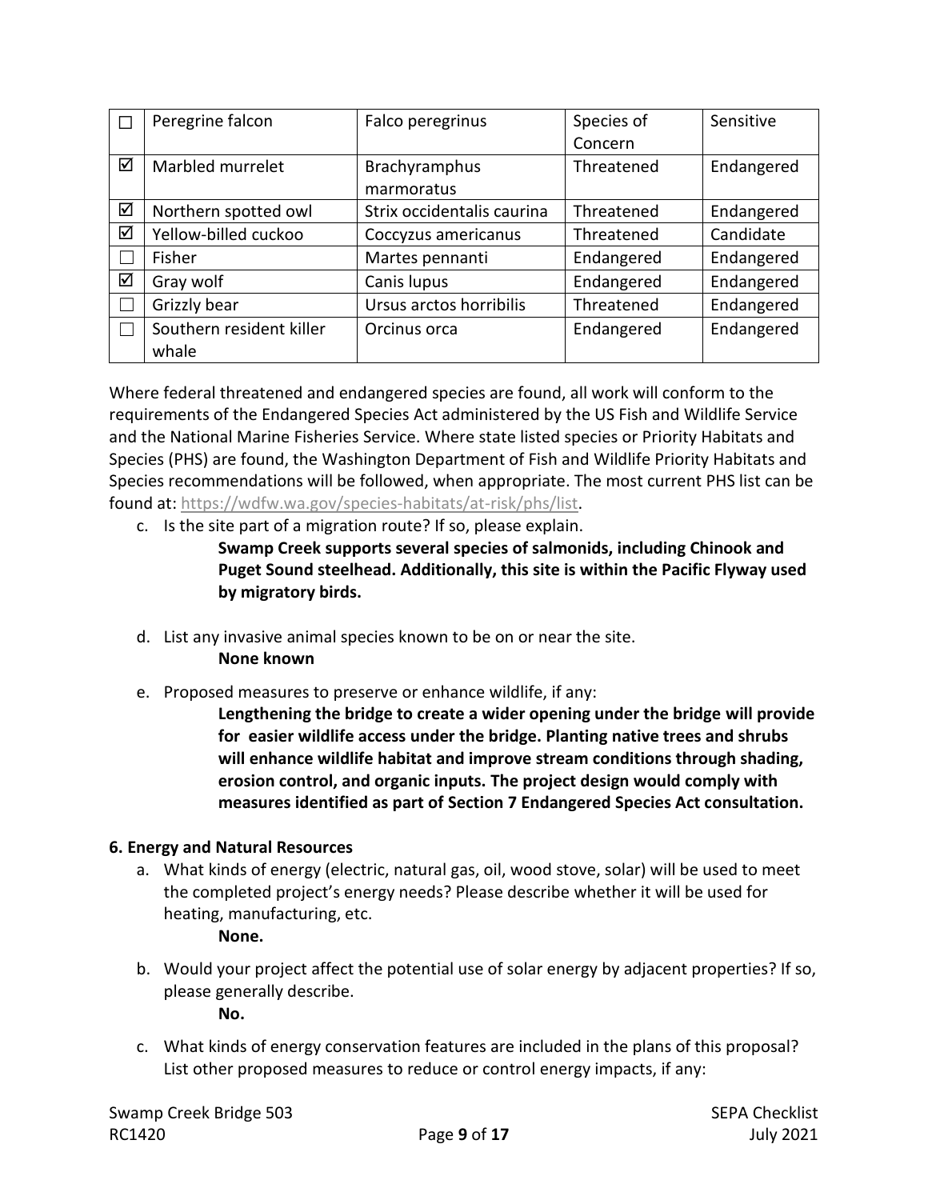| ☐ | Peregrine falcon | Falco peregrinus | Species of Concern | Sensitive |
|---|---|---|---|---|
| ☑ | Marbled murrelet | Brachyramphus marmoratus | Threatened | Endangered |
| ☑ | Northern spotted owl | Strix occidentalis caurina | Threatened | Endangered |
| ☑ | Yellow-billed cuckoo | Coccyzus americanus | Threatened | Candidate |
| ☐ | Fisher | Martes pennanti | Endangered | Endangered |
| ☑ | Gray wolf | Canis lupus | Endangered | Endangered |
| ☐ | Grizzly bear | Ursus arctos horribilis | Threatened | Endangered |
| ☐ | Southern resident killer whale | Orcinus orca | Endangered | Endangered |

Where federal threatened and endangered species are found, all work will conform to the requirements of the Endangered Species Act administered by the US Fish and Wildlife Service and the National Marine Fisheries Service. Where state listed species or Priority Habitats and Species (PHS) are found, the Washington Department of Fish and Wildlife Priority Habitats and Species recommendations will be followed, when appropriate. The most current PHS list can be found at: https://wdfw.wa.gov/species-habitats/at-risk/phs/list.

c. Is the site part of a migration route? If so, please explain.

   **Swamp Creek supports several species of salmonids, including Chinook and Puget Sound steelhead. Additionally, this site is within the Pacific Flyway used by migratory birds.**

d. List any invasive animal species known to be on or near the site.

   **None known**

e. Proposed measures to preserve or enhance wildlife, if any:

   **Lengthening the bridge to create a wider opening under the bridge will provide for easier wildlife access under the bridge. Planting native trees and shrubs will enhance wildlife habitat and improve stream conditions through shading, erosion control, and organic inputs. The project design would comply with measures identified as part of Section 7 Endangered Species Act consultation.**

**6. Energy and Natural Resources**

a. What kinds of energy (electric, natural gas, oil, wood stove, solar) will be used to meet the completed project's energy needs? Please describe whether it will be used for heating, manufacturing, etc.

   **None.**

b. Would your project affect the potential use of solar energy by adjacent properties? If so, please generally describe.

   **No.**

c. What kinds of energy conservation features are included in the plans of this proposal? List other proposed measures to reduce or control energy impacts, if any: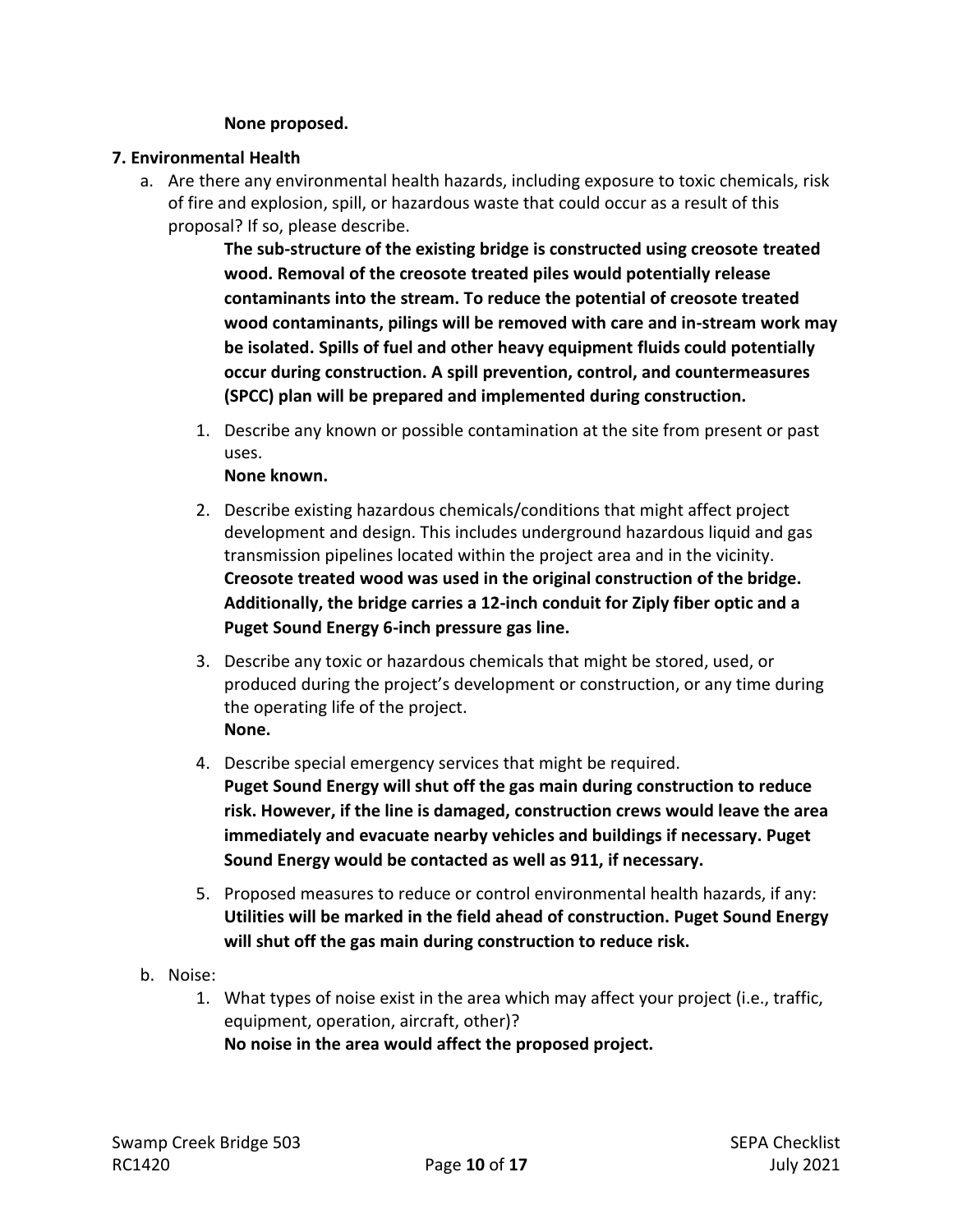**None proposed.**

### 7. Environmental Health

a. Are there any environmental health hazards, including exposure to toxic chemicals, risk of fire and explosion, spill, or hazardous waste that could occur as a result of this proposal? If so, please describe.

**The sub-structure of the existing bridge is constructed using creosote treated wood. Removal of the creosote treated piles would potentially release contaminants into the stream. To reduce the potential of creosote treated wood contaminants, pilings will be removed with care and in-stream work may be isolated. Spills of fuel and other heavy equipment fluids could potentially occur during construction. A spill prevention, control, and countermeasures (SPCC) plan will be prepared and implemented during construction.**

1. Describe any known or possible contamination at the site from present or past uses.
   **None known.**

2. Describe existing hazardous chemicals/conditions that might affect project development and design. This includes underground hazardous liquid and gas transmission pipelines located within the project area and in the vicinity.
   **Creosote treated wood was used in the original construction of the bridge. Additionally, the bridge carries a 12-inch conduit for Ziply fiber optic and a Puget Sound Energy 6-inch pressure gas line.**

3. Describe any toxic or hazardous chemicals that might be stored, used, or produced during the project's development or construction, or any time during the operating life of the project.
   **None.**

4. Describe special emergency services that might be required.
   **Puget Sound Energy will shut off the gas main during construction to reduce risk. However, if the line is damaged, construction crews would leave the area immediately and evacuate nearby vehicles and buildings if necessary. Puget Sound Energy would be contacted as well as 911, if necessary.**

5. Proposed measures to reduce or control environmental health hazards, if any:
   **Utilities will be marked in the field ahead of construction. Puget Sound Energy will shut off the gas main during construction to reduce risk.**

b. Noise:

1. What types of noise exist in the area which may affect your project (i.e., traffic, equipment, operation, aircraft, other)?
   **No noise in the area would affect the proposed project.**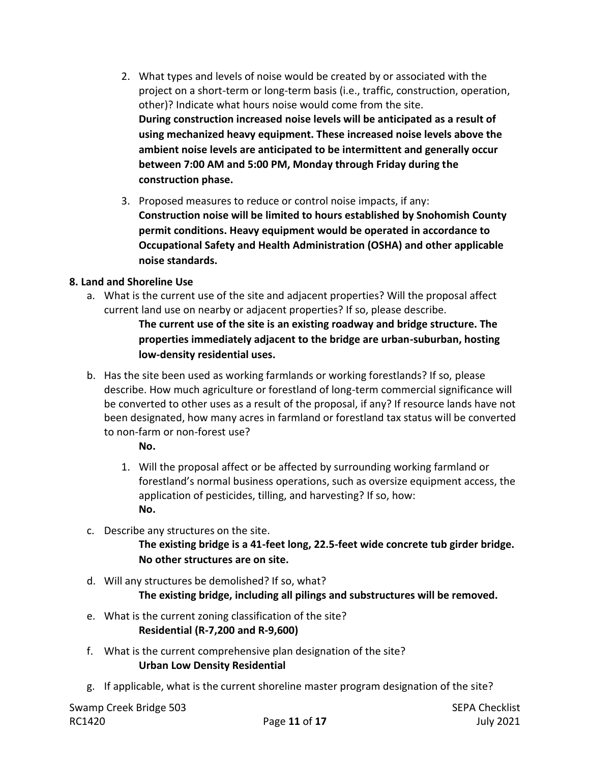2. What types and levels of noise would be created by or associated with the project on a short-term or long-term basis (i.e., traffic, construction, operation, other)? Indicate what hours noise would come from the site.
   **During construction increased noise levels will be anticipated as a result of using mechanized heavy equipment. These increased noise levels above the ambient noise levels are anticipated to be intermittent and generally occur between 7:00 AM and 5:00 PM, Monday through Friday during the construction phase.**

3. Proposed measures to reduce or control noise impacts, if any:
   **Construction noise will be limited to hours established by Snohomish County permit conditions. Heavy equipment would be operated in accordance to Occupational Safety and Health Administration (OSHA) and other applicable noise standards.**

### 8. Land and Shoreline Use

a. What is the current use of the site and adjacent properties? Will the proposal affect current land use on nearby or adjacent properties? If so, please describe.
   **The current use of the site is an existing roadway and bridge structure. The properties immediately adjacent to the bridge are urban-suburban, hosting low-density residential uses.**

b. Has the site been used as working farmlands or working forestlands? If so, please describe. How much agriculture or forestland of long-term commercial significance will be converted to other uses as a result of the proposal, if any? If resource lands have not been designated, how many acres in farmland or forestland tax status will be converted to non-farm or non-forest use?
   **No.**

   1. Will the proposal affect or be affected by surrounding working farmland or forestland's normal business operations, such as oversize equipment access, the application of pesticides, tilling, and harvesting? If so, how:
      **No.**

c. Describe any structures on the site.
   **The existing bridge is a 41-feet long, 22.5-feet wide concrete tub girder bridge. No other structures are on site.**

d. Will any structures be demolished? If so, what?
   **The existing bridge, including all pilings and substructures will be removed.**

e. What is the current zoning classification of the site?
   **Residential (R-7,200 and R-9,600)**

f. What is the current comprehensive plan designation of the site?
   **Urban Low Density Residential**

g. If applicable, what is the current shoreline master program designation of the site?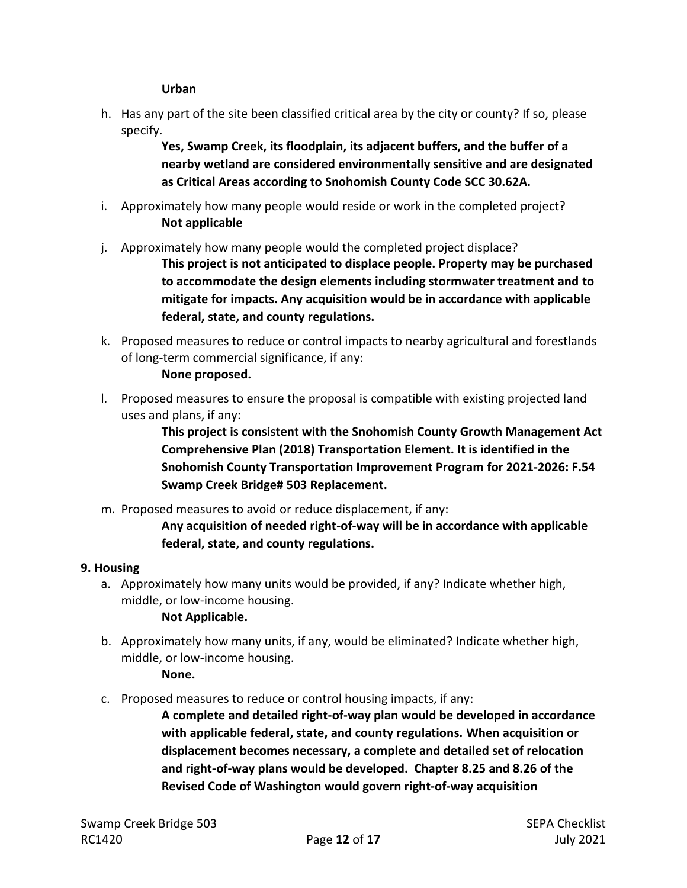**Urban**

h. Has any part of the site been classified critical area by the city or county? If so, please specify.

   **Yes, Swamp Creek, its floodplain, its adjacent buffers, and the buffer of a nearby wetland are considered environmentally sensitive and are designated as Critical Areas according to Snohomish County Code SCC 30.62A.**

i. Approximately how many people would reside or work in the completed project?

   **Not applicable**

j. Approximately how many people would the completed project displace?

   **This project is not anticipated to displace people. Property may be purchased to accommodate the design elements including stormwater treatment and to mitigate for impacts. Any acquisition would be in accordance with applicable federal, state, and county regulations.**

k. Proposed measures to reduce or control impacts to nearby agricultural and forestlands of long-term commercial significance, if any:

   **None proposed.**

l. Proposed measures to ensure the proposal is compatible with existing projected land uses and plans, if any:

   **This project is consistent with the Snohomish County Growth Management Act Comprehensive Plan (2018) Transportation Element. It is identified in the Snohomish County Transportation Improvement Program for 2021-2026: F.54 Swamp Creek Bridge# 503 Replacement.**

m. Proposed measures to avoid or reduce displacement, if any:

   **Any acquisition of needed right-of-way will be in accordance with applicable federal, state, and county regulations.**

**9. Housing**

a. Approximately how many units would be provided, if any? Indicate whether high, middle, or low-income housing.

   **Not Applicable.**

b. Approximately how many units, if any, would be eliminated? Indicate whether high, middle, or low-income housing.

   **None.**

c. Proposed measures to reduce or control housing impacts, if any:

   **A complete and detailed right-of-way plan would be developed in accordance with applicable federal, state, and county regulations. When acquisition or displacement becomes necessary, a complete and detailed set of relocation and right-of-way plans would be developed. Chapter 8.25 and 8.26 of the Revised Code of Washington would govern right-of-way acquisition**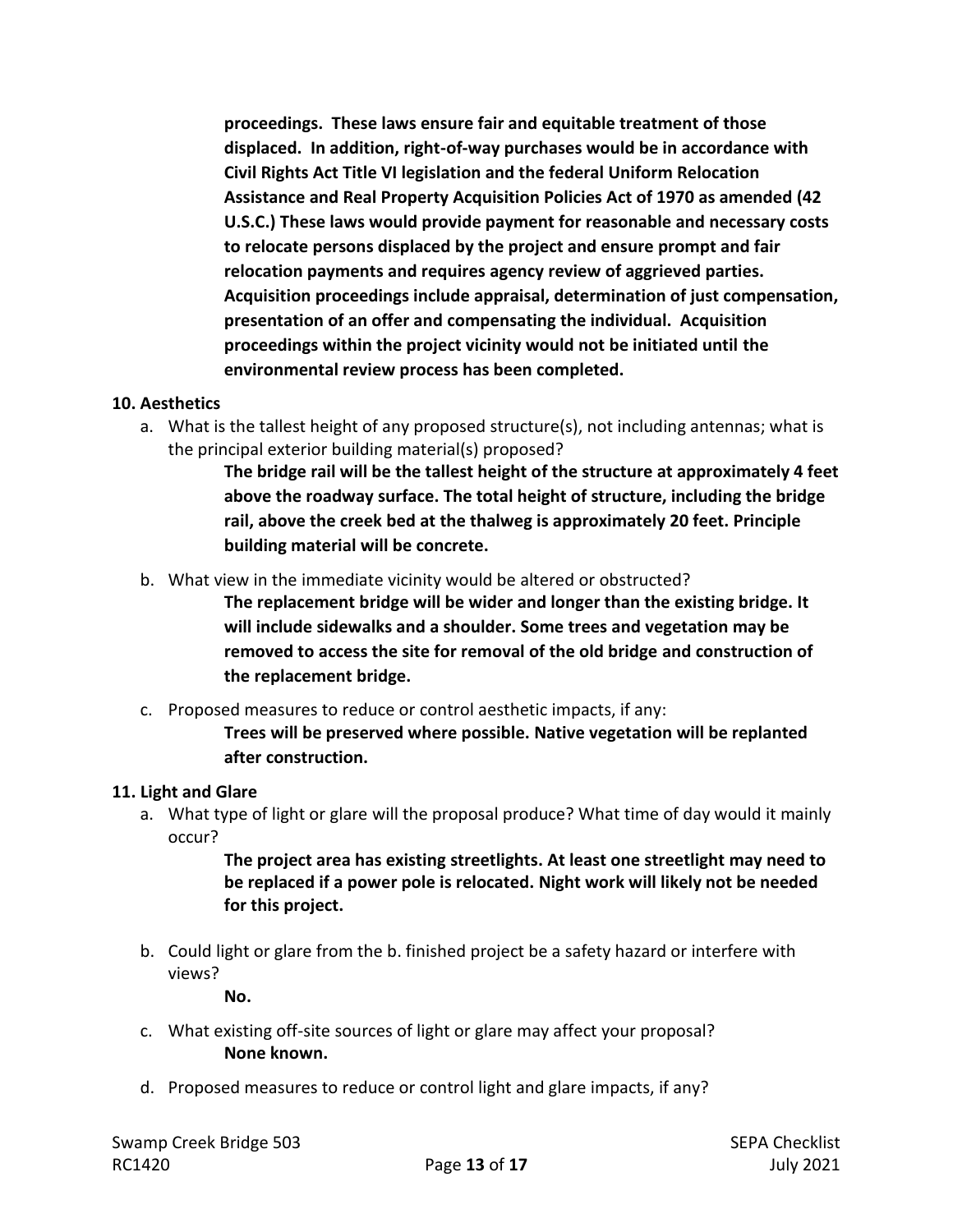**proceedings. These laws ensure fair and equitable treatment of those displaced. In addition, right-of-way purchases would be in accordance with Civil Rights Act Title VI legislation and the federal Uniform Relocation Assistance and Real Property Acquisition Policies Act of 1970 as amended (42 U.S.C.) These laws would provide payment for reasonable and necessary costs to relocate persons displaced by the project and ensure prompt and fair relocation payments and requires agency review of aggrieved parties. Acquisition proceedings include appraisal, determination of just compensation, presentation of an offer and compensating the individual. Acquisition proceedings within the project vicinity would not be initiated until the environmental review process has been completed.**

**10. Aesthetics**

a. What is the tallest height of any proposed structure(s), not including antennas; what is the principal exterior building material(s) proposed?

**The bridge rail will be the tallest height of the structure at approximately 4 feet above the roadway surface. The total height of structure, including the bridge rail, above the creek bed at the thalweg is approximately 20 feet. Principle building material will be concrete.**

b. What view in the immediate vicinity would be altered or obstructed?

**The replacement bridge will be wider and longer than the existing bridge. It will include sidewalks and a shoulder. Some trees and vegetation may be removed to access the site for removal of the old bridge and construction of the replacement bridge.**

c. Proposed measures to reduce or control aesthetic impacts, if any:

**Trees will be preserved where possible. Native vegetation will be replanted after construction.**

**11. Light and Glare**

a. What type of light or glare will the proposal produce? What time of day would it mainly occur?

**The project area has existing streetlights. At least one streetlight may need to be replaced if a power pole is relocated. Night work will likely not be needed for this project.**

b. Could light or glare from the b. finished project be a safety hazard or interfere with views?

**No.**

c. What existing off-site sources of light or glare may affect your proposal?

**None known.**

d. Proposed measures to reduce or control light and glare impacts, if any?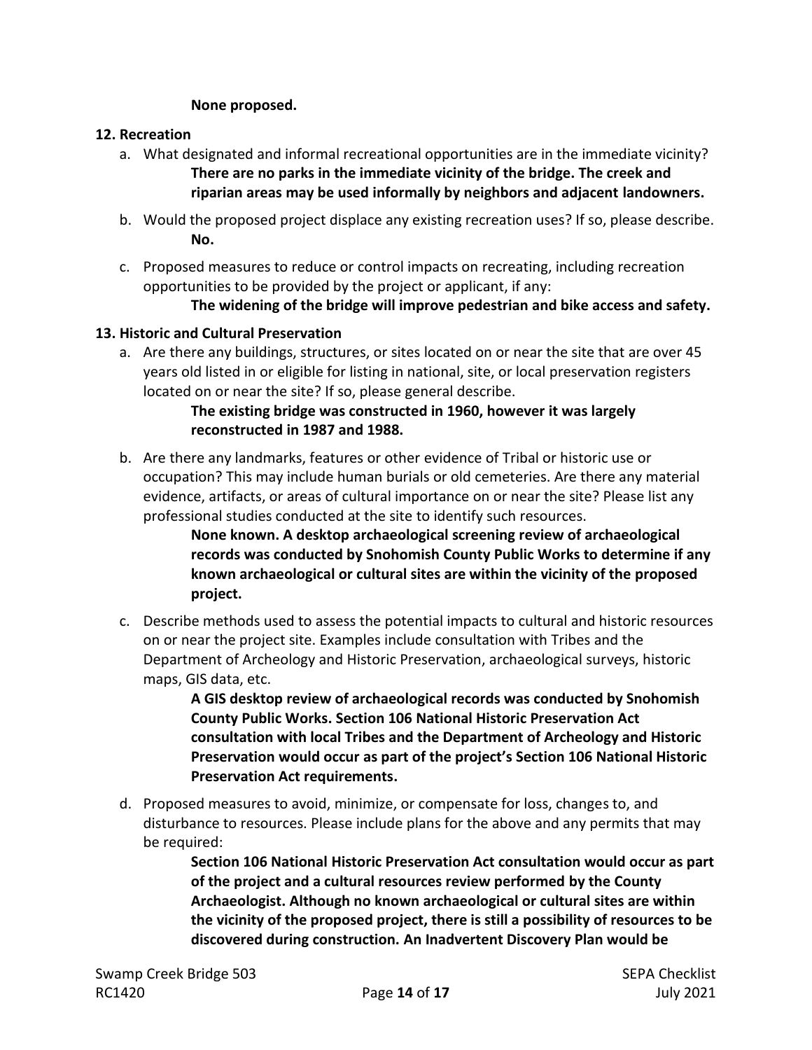**None proposed.**

## 12. Recreation

a. What designated and informal recreational opportunities are in the immediate vicinity?

**There are no parks in the immediate vicinity of the bridge. The creek and riparian areas may be used informally by neighbors and adjacent landowners.**

b. Would the proposed project displace any existing recreation uses? If so, please describe.

**No.**

c. Proposed measures to reduce or control impacts on recreating, including recreation opportunities to be provided by the project or applicant, if any:

**The widening of the bridge will improve pedestrian and bike access and safety.**

## 13. Historic and Cultural Preservation

a. Are there any buildings, structures, or sites located on or near the site that are over 45 years old listed in or eligible for listing in national, site, or local preservation registers located on or near the site? If so, please general describe.

**The existing bridge was constructed in 1960, however it was largely reconstructed in 1987 and 1988.**

b. Are there any landmarks, features or other evidence of Tribal or historic use or occupation? This may include human burials or old cemeteries. Are there any material evidence, artifacts, or areas of cultural importance on or near the site? Please list any professional studies conducted at the site to identify such resources.

**None known. A desktop archaeological screening review of archaeological records was conducted by Snohomish County Public Works to determine if any known archaeological or cultural sites are within the vicinity of the proposed project.**

c. Describe methods used to assess the potential impacts to cultural and historic resources on or near the project site. Examples include consultation with Tribes and the Department of Archeology and Historic Preservation, archaeological surveys, historic maps, GIS data, etc.

**A GIS desktop review of archaeological records was conducted by Snohomish County Public Works. Section 106 National Historic Preservation Act consultation with local Tribes and the Department of Archeology and Historic Preservation would occur as part of the project's Section 106 National Historic Preservation Act requirements.**

d. Proposed measures to avoid, minimize, or compensate for loss, changes to, and disturbance to resources. Please include plans for the above and any permits that may be required:

**Section 106 National Historic Preservation Act consultation would occur as part of the project and a cultural resources review performed by the County Archaeologist. Although no known archaeological or cultural sites are within the vicinity of the proposed project, there is still a possibility of resources to be discovered during construction. An Inadvertent Discovery Plan would be**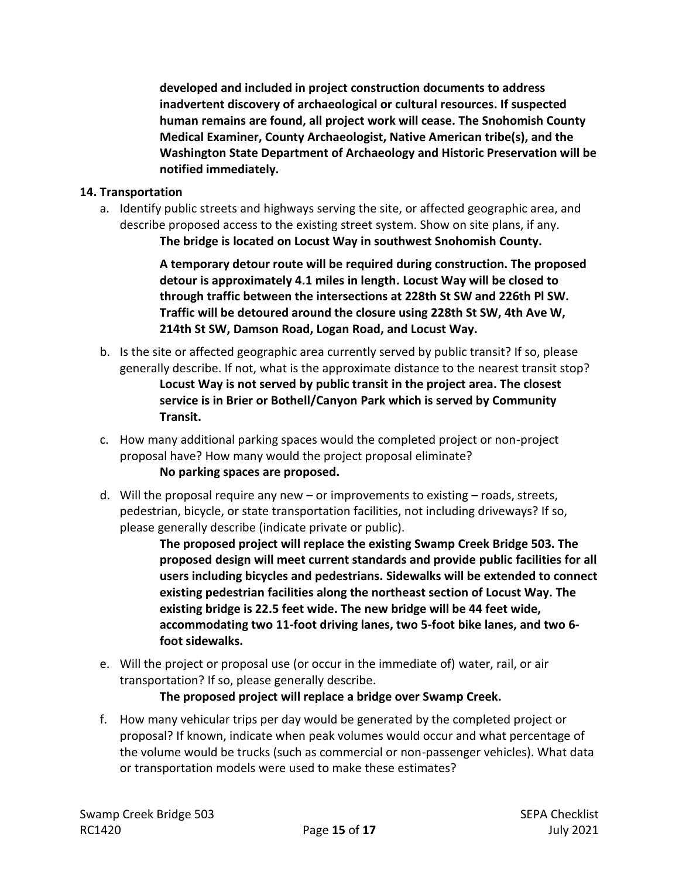**developed and included in project construction documents to address inadvertent discovery of archaeological or cultural resources. If suspected human remains are found, all project work will cease. The Snohomish County Medical Examiner, County Archaeologist, Native American tribe(s), and the Washington State Department of Archaeology and Historic Preservation will be notified immediately.**

**14. Transportation**

a. Identify public streets and highways serving the site, or affected geographic area, and describe proposed access to the existing street system. Show on site plans, if any.

**The bridge is located on Locust Way in southwest Snohomish County.**

**A temporary detour route will be required during construction. The proposed detour is approximately 4.1 miles in length. Locust Way will be closed to through traffic between the intersections at 228th St SW and 226th Pl SW. Traffic will be detoured around the closure using 228th St SW, 4th Ave W, 214th St SW, Damson Road, Logan Road, and Locust Way.**

b. Is the site or affected geographic area currently served by public transit? If so, please generally describe. If not, what is the approximate distance to the nearest transit stop?

**Locust Way is not served by public transit in the project area. The closest service is in Brier or Bothell/Canyon Park which is served by Community Transit.**

c. How many additional parking spaces would the completed project or non-project proposal have? How many would the project proposal eliminate?

**No parking spaces are proposed.**

d. Will the proposal require any new – or improvements to existing – roads, streets, pedestrian, bicycle, or state transportation facilities, not including driveways? If so, please generally describe (indicate private or public).

**The proposed project will replace the existing Swamp Creek Bridge 503. The proposed design will meet current standards and provide public facilities for all users including bicycles and pedestrians. Sidewalks will be extended to connect existing pedestrian facilities along the northeast section of Locust Way. The existing bridge is 22.5 feet wide. The new bridge will be 44 feet wide, accommodating two 11-foot driving lanes, two 5-foot bike lanes, and two 6-foot sidewalks.**

e. Will the project or proposal use (or occur in the immediate of) water, rail, or air transportation? If so, please generally describe.

**The proposed project will replace a bridge over Swamp Creek.**

f. How many vehicular trips per day would be generated by the completed project or proposal? If known, indicate when peak volumes would occur and what percentage of the volume would be trucks (such as commercial or non-passenger vehicles). What data or transportation models were used to make these estimates?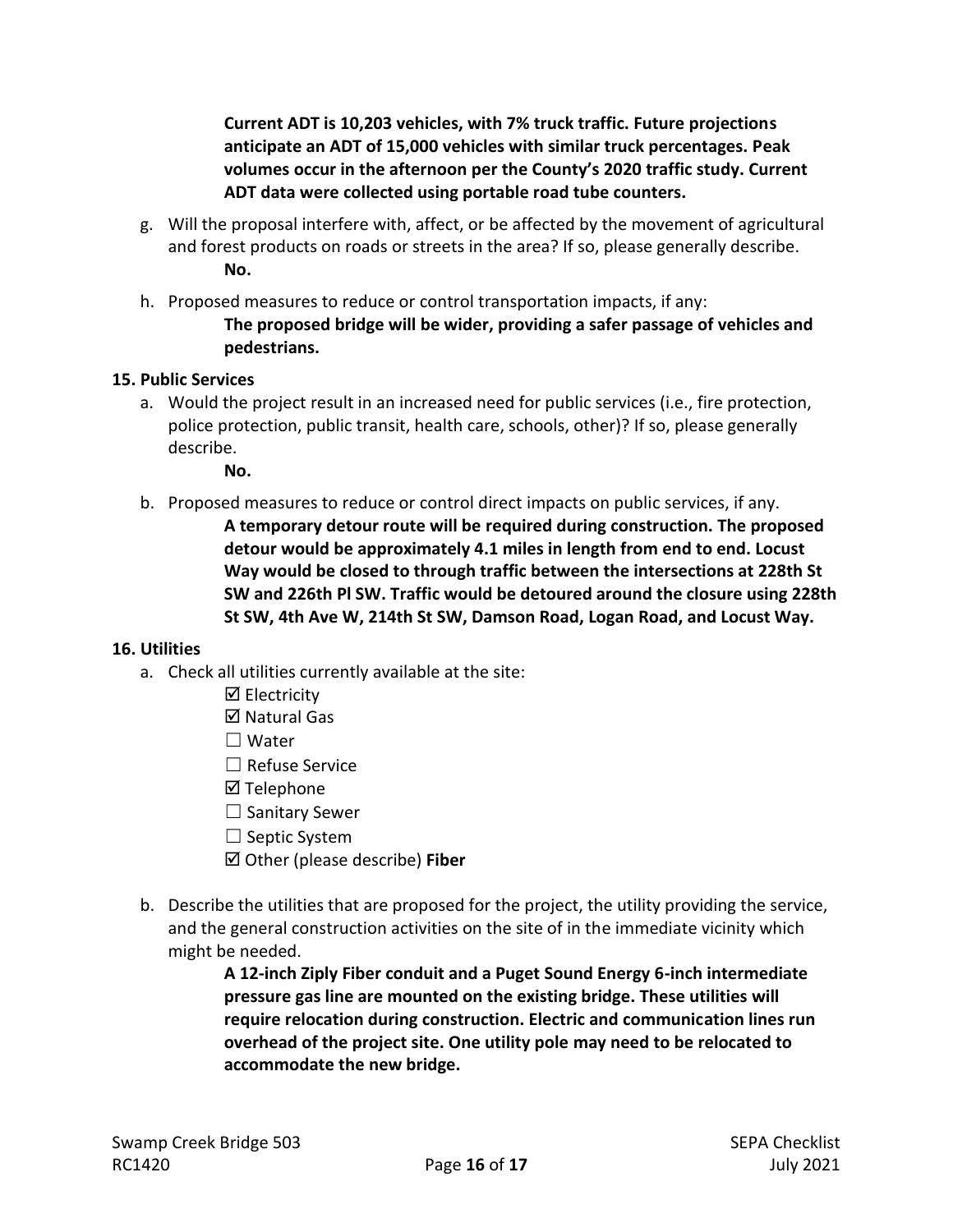**Current ADT is 10,203 vehicles, with 7% truck traffic. Future projections anticipate an ADT of 15,000 vehicles with similar truck percentages. Peak volumes occur in the afternoon per the County's 2020 traffic study. Current ADT data were collected using portable road tube counters.**

g. Will the proposal interfere with, affect, or be affected by the movement of agricultural and forest products on roads or streets in the area? If so, please generally describe.

   **No.**

h. Proposed measures to reduce or control transportation impacts, if any:

   **The proposed bridge will be wider, providing a safer passage of vehicles and pedestrians.**

**15. Public Services**

a. Would the project result in an increased need for public services (i.e., fire protection, police protection, public transit, health care, schools, other)? If so, please generally describe.

   **No.**

b. Proposed measures to reduce or control direct impacts on public services, if any.

   **A temporary detour route will be required during construction. The proposed detour would be approximately 4.1 miles in length from end to end. Locust Way would be closed to through traffic between the intersections at 228th St SW and 226th Pl SW. Traffic would be detoured around the closure using 228th St SW, 4th Ave W, 214th St SW, Damson Road, Logan Road, and Locust Way.**

**16. Utilities**

a. Check all utilities currently available at the site:

   ☑ Electricity
   ☑ Natural Gas
   ☐ Water
   ☐ Refuse Service
   ☑ Telephone
   ☐ Sanitary Sewer
   ☐ Septic System
   ☑ Other (please describe) **Fiber**

b. Describe the utilities that are proposed for the project, the utility providing the service, and the general construction activities on the site of in the immediate vicinity which might be needed.

   **A 12-inch Ziply Fiber conduit and a Puget Sound Energy 6-inch intermediate pressure gas line are mounted on the existing bridge. These utilities will require relocation during construction. Electric and communication lines run overhead of the project site. One utility pole may need to be relocated to accommodate the new bridge.**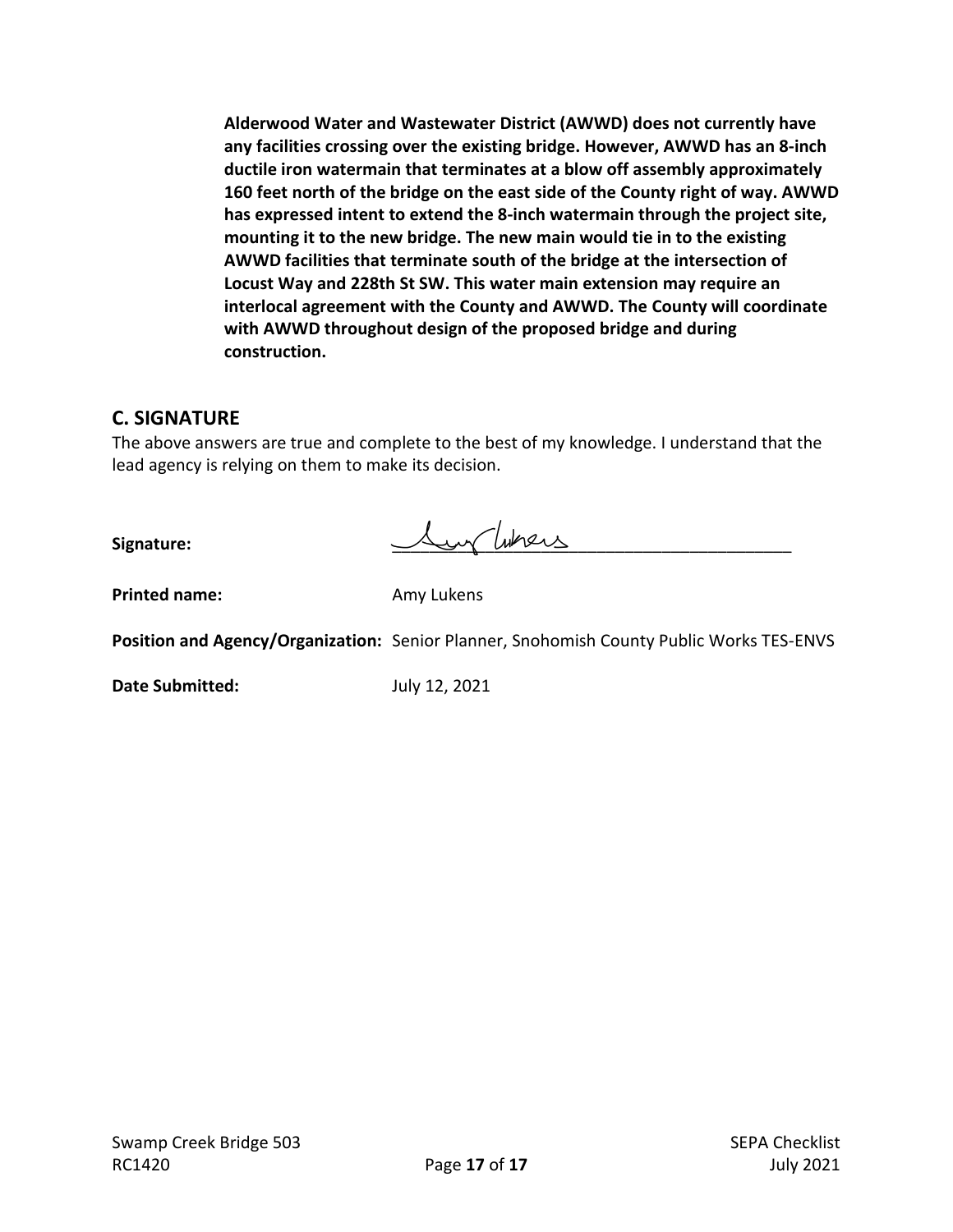**Alderwood Water and Wastewater District (AWWD) does not currently have any facilities crossing over the existing bridge. However, AWWD has an 8-inch ductile iron watermain that terminates at a blow off assembly approximately 160 feet north of the bridge on the east side of the County right of way. AWWD has expressed intent to extend the 8-inch watermain through the project site, mounting it to the new bridge. The new main would tie in to the existing AWWD facilities that terminate south of the bridge at the intersection of Locust Way and 228th St SW. This water main extension may require an interlocal agreement with the County and AWWD. The County will coordinate with AWWD throughout design of the proposed bridge and during construction.**

## C. SIGNATURE

The above answers are true and complete to the best of my knowledge. I understand that the lead agency is relying on them to make its decision.

**Signature:** Amy Lukens

**Printed name:** Amy Lukens

**Position and Agency/Organization:** Senior Planner, Snohomish County Public Works TES-ENVS

**Date Submitted:** July 12, 2021